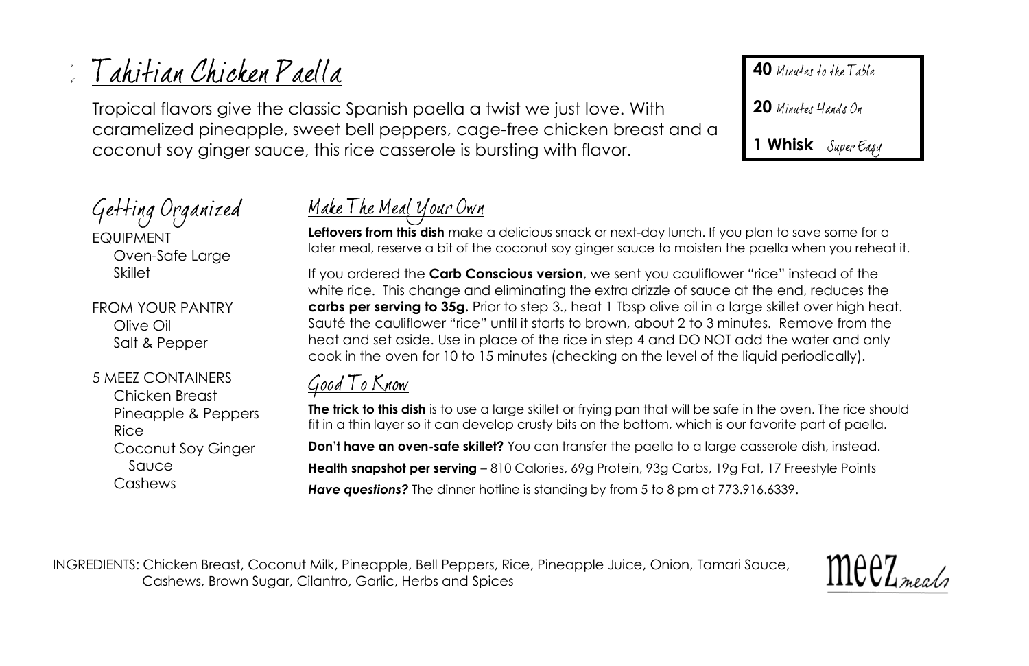# Tahitian Chicken Paella

Tropical flavors give the classic Spanish paella a twist we just love. With caramelized pineapple, sweet bell peppers, cage-free chicken breast and a coconut soy ginger sauce, this rice casserole is bursting with flavor.

**40** Minutes to the Table

**20** Minutes Hands On

**1 Whisk** Super Easy

## Getting Organized

EQUIPMENT
- Oven-Safe Large Skillet

FROM YOUR PANTRY
- Olive Oil
- Salt & Pepper

5 MEEZ CONTAINERS
- Chicken Breast
- Pineapple & Peppers
- Rice
- Coconut Soy Ginger Sauce
- Cashews

## Make The Meal Your Own

**Leftovers from this dish** make a delicious snack or next-day lunch. If you plan to save some for a later meal, reserve a bit of the coconut soy ginger sauce to moisten the paella when you reheat it.

If you ordered the **Carb Conscious version**, we sent you cauliflower "rice" instead of the white rice. This change and eliminating the extra drizzle of sauce at the end, reduces the **carbs per serving to 35g.** Prior to step 3., heat 1 Tbsp olive oil in a large skillet over high heat. Sauté the cauliflower "rice" until it starts to brown, about 2 to 3 minutes. Remove from the heat and set aside. Use in place of the rice in step 4 and DO NOT add the water and only cook in the oven for 10 to 15 minutes (checking on the level of the liquid periodically).

## Good To Know

**The trick to this dish** is to use a large skillet or frying pan that will be safe in the oven. The rice should fit in a thin layer so it can develop crusty bits on the bottom, which is our favorite part of paella.

**Don't have an oven-safe skillet?** You can transfer the paella to a large casserole dish, instead.

**Health snapshot per serving** – 810 Calories, 69g Protein, 93g Carbs, 19g Fat, 17 Freestyle Points

***Have questions?*** The dinner hotline is standing by from 5 to 8 pm at 773.916.6339.

INGREDIENTS: Chicken Breast, Coconut Milk, Pineapple, Bell Peppers, Rice, Pineapple Juice, Onion, Tamari Sauce, Cashews, Brown Sugar, Cilantro, Garlic, Herbs and Spices

meez meals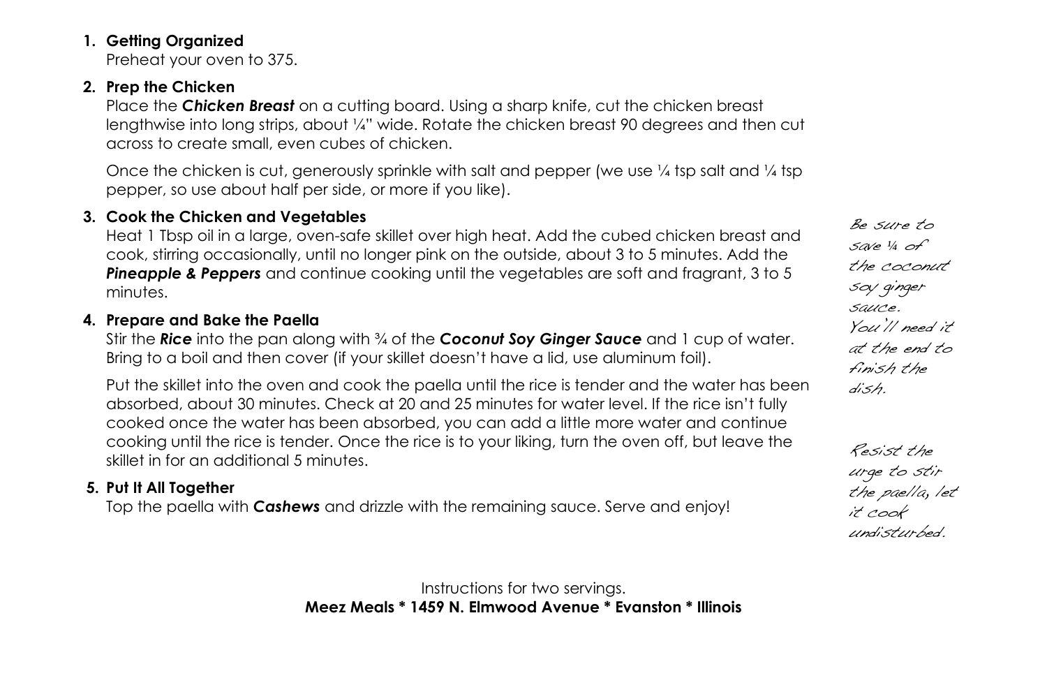1. **Getting Organized**
   Preheat your oven to 375.

2. **Prep the Chicken**
   Place the ***Chicken Breast*** on a cutting board. Using a sharp knife, cut the chicken breast lengthwise into long strips, about ¼" wide. Rotate the chicken breast 90 degrees and then cut across to create small, even cubes of chicken.

   Once the chicken is cut, generously sprinkle with salt and pepper (we use ¼ tsp salt and ¼ tsp pepper, so use about half per side, or more if you like).

3. **Cook the Chicken and Vegetables**
   Heat 1 Tbsp oil in a large, oven-safe skillet over high heat. Add the cubed chicken breast and cook, stirring occasionally, until no longer pink on the outside, about 3 to 5 minutes. Add the ***Pineapple & Peppers*** and continue cooking until the vegetables are soft and fragrant, 3 to 5 minutes.

4. **Prepare and Bake the Paella**
   Stir the ***Rice*** into the pan along with ¾ of the ***Coconut Soy Ginger Sauce*** and 1 cup of water. Bring to a boil and then cover (if your skillet doesn't have a lid, use aluminum foil).

   Put the skillet into the oven and cook the paella until the rice is tender and the water has been absorbed, about 30 minutes. Check at 20 and 25 minutes for water level. If the rice isn't fully cooked once the water has been absorbed, you can add a little more water and continue cooking until the rice is tender. Once the rice is to your liking, turn the oven off, but leave the skillet in for an additional 5 minutes.

5. **Put It All Together**
   Top the paella with ***Cashews*** and drizzle with the remaining sauce. Serve and enjoy!

*Be sure to save ¼ of the coconut soy ginger sauce. You'll need it at the end to finish the dish.*

*Resist the urge to stir the paella, let it cook undisturbed.*

Instructions for two servings.
**Meez Meals * 1459 N. Elmwood Avenue * Evanston * Illinois**